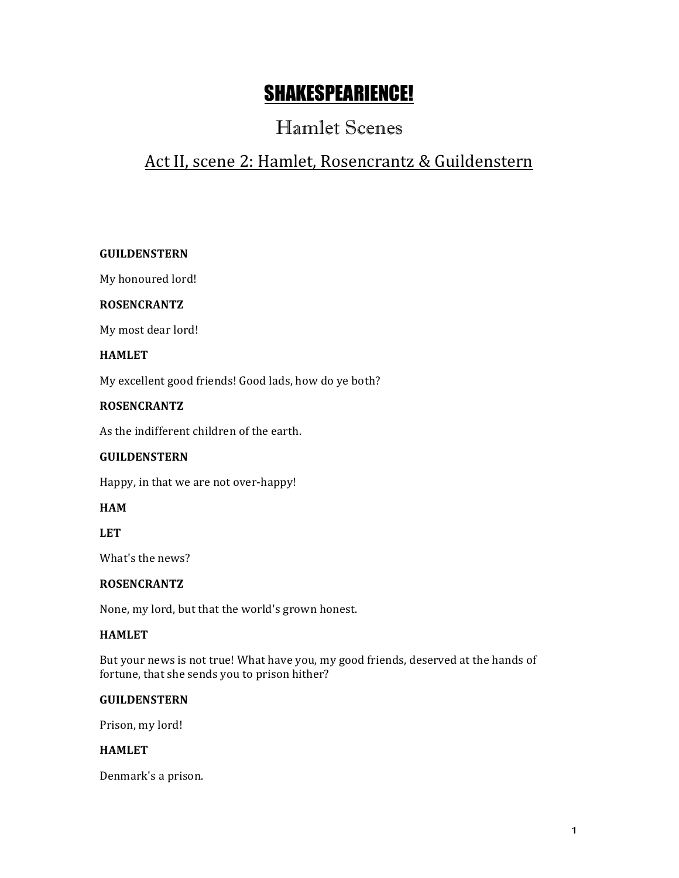# SHAKESPEARIENCE!

## Hamlet Scenes

### Act II, scene 2: Hamlet, Rosencrantz & Guildenstern

**GUILDENSTERN**

My honoured lord!

**ROSENCRANTZ**

My most dear lord!

**HAMLET**

My excellent good friends! Good lads, how do ye both?

**ROSENCRANTZ**

As the indifferent children of the earth.

**GUILDENSTERN**

Happy, in that we are not over-happy!

**HAM**

**LET**

What's the news?

**ROSENCRANTZ**

None, my lord, but that the world's grown honest.

**HAMLET**

But your news is not true! What have you, my good friends, deserved at the hands of fortune, that she sends you to prison hither?

**GUILDENSTERN**

Prison, my lord!

**HAMLET**

Denmark's a prison.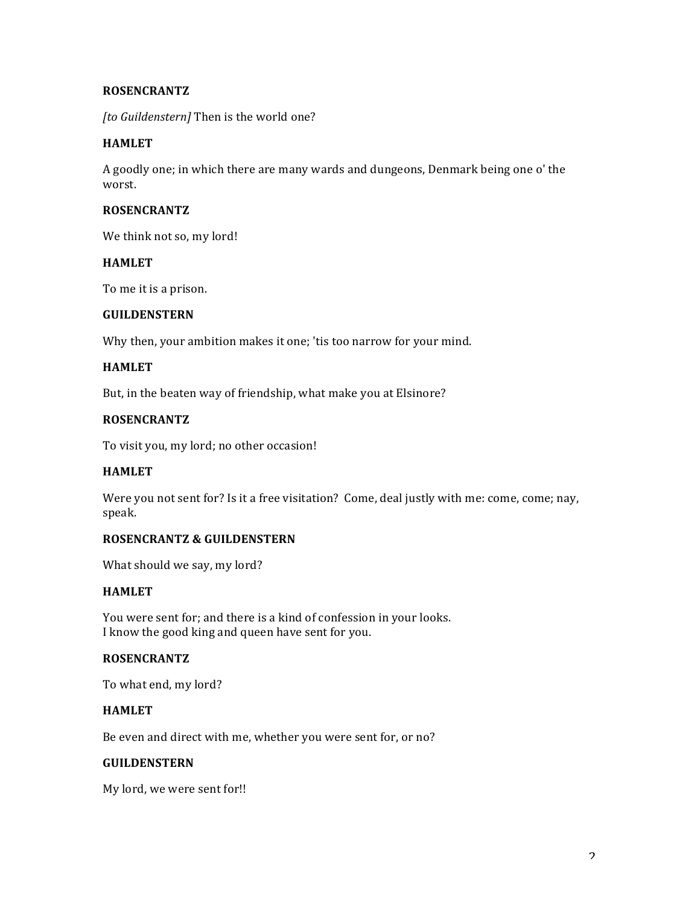**ROSENCRANTZ**

*[to Guildenstern]* Then is the world one?

**HAMLET**

A goodly one; in which there are many wards and dungeons, Denmark being one o' the worst.

**ROSENCRANTZ**

We think not so, my lord!

**HAMLET**

To me it is a prison.

**GUILDENSTERN**

Why then, your ambition makes it one; 'tis too narrow for your mind.

**HAMLET**

But, in the beaten way of friendship, what make you at Elsinore?

**ROSENCRANTZ**

To visit you, my lord; no other occasion!

**HAMLET**

Were you not sent for? Is it a free visitation? Come, deal justly with me: come, come; nay, speak.

**ROSENCRANTZ & GUILDENSTERN**

What should we say, my lord?

**HAMLET**

You were sent for; and there is a kind of confession in your looks.
I know the good king and queen have sent for you.

**ROSENCRANTZ**

To what end, my lord?

**HAMLET**

Be even and direct with me, whether you were sent for, or no?

**GUILDENSTERN**

My lord, we were sent for!!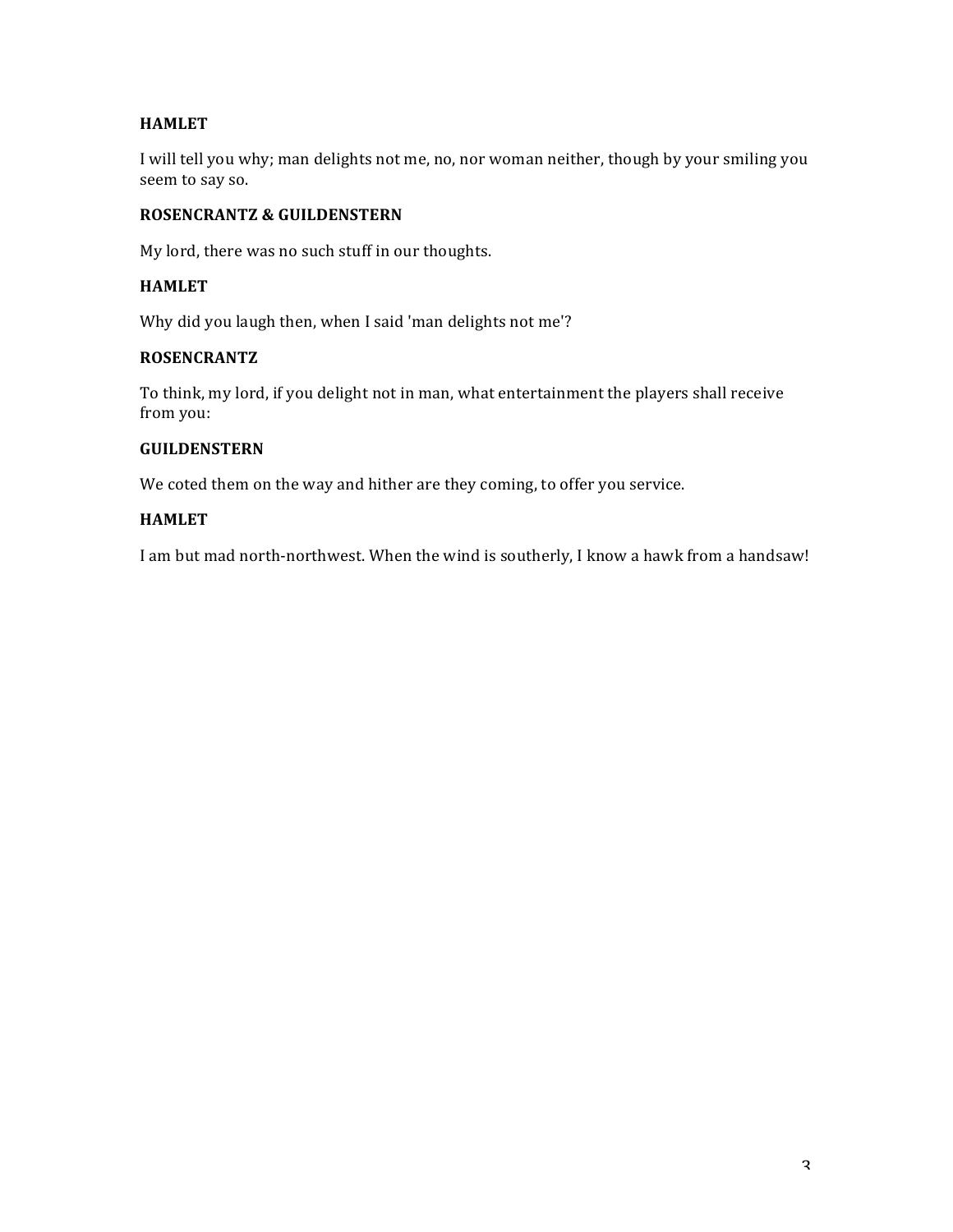**HAMLET**

I will tell you why; man delights not me, no, nor woman neither, though by your smiling you seem to say so.

**ROSENCRANTZ & GUILDENSTERN**

My lord, there was no such stuff in our thoughts.

**HAMLET**

Why did you laugh then, when I said 'man delights not me'?

**ROSENCRANTZ**

To think, my lord, if you delight not in man, what entertainment the players shall receive from you:

**GUILDENSTERN**

We coted them on the way and hither are they coming, to offer you service.

**HAMLET**

I am but mad north-northwest. When the wind is southerly, I know a hawk from a handsaw!